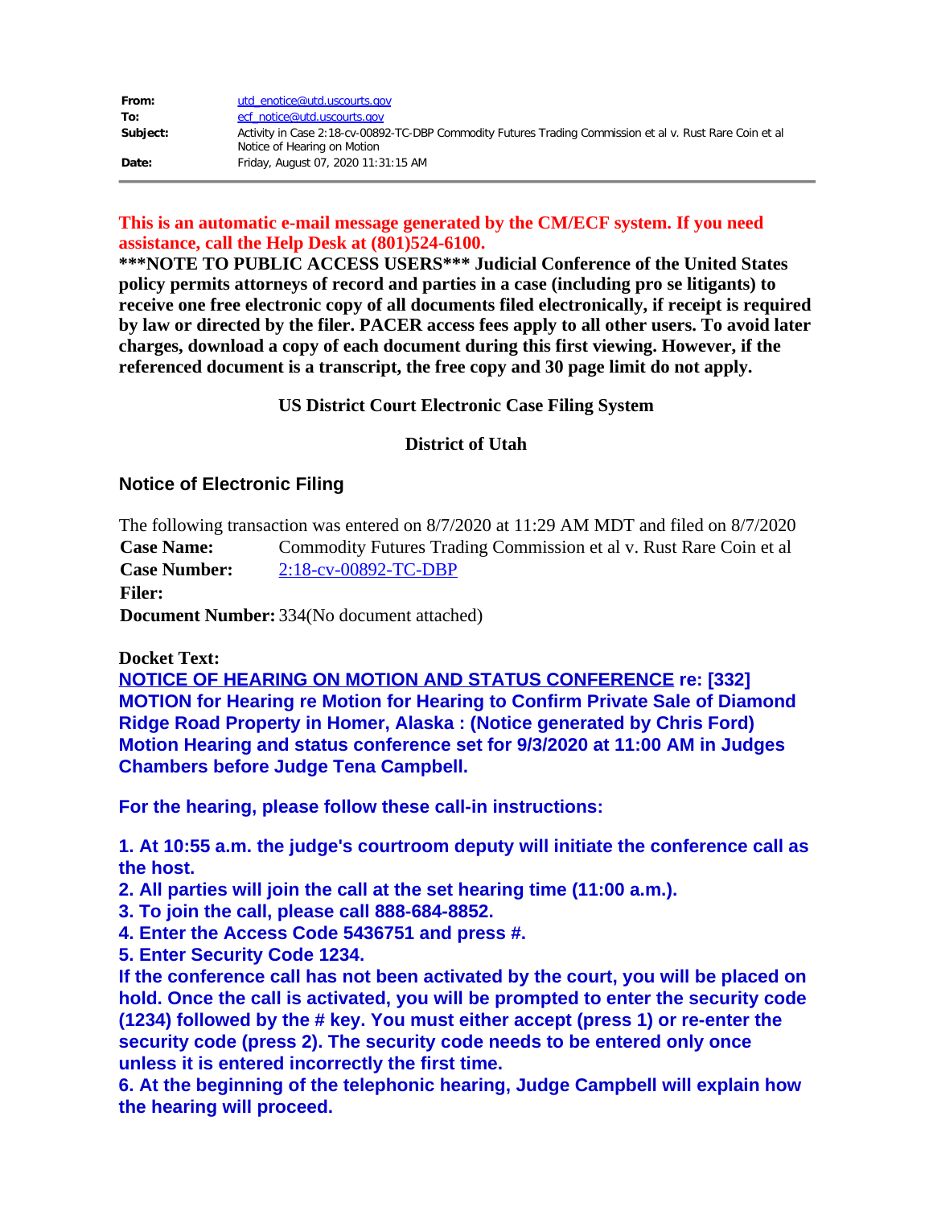| | |
|---|---|
| **From:** | utd_enotice@utd.uscourts.gov |
| **To:** | ecf_notice@utd.uscourts.gov |
| **Subject:** | Activity in Case 2:18-cv-00892-TC-DBP Commodity Futures Trading Commission et al v. Rust Rare Coin et al Notice of Hearing on Motion |
| **Date:** | Friday, August 07, 2020 11:31:15 AM |

**This is an automatic e-mail message generated by the CM/ECF system. If you need assistance, call the Help Desk at (801)524-6100.**

**\*\*\*NOTE TO PUBLIC ACCESS USERS\*\*\* Judicial Conference of the United States policy permits attorneys of record and parties in a case (including pro se litigants) to receive one free electronic copy of all documents filed electronically, if receipt is required by law or directed by the filer. PACER access fees apply to all other users. To avoid later charges, download a copy of each document during this first viewing. However, if the referenced document is a transcript, the free copy and 30 page limit do not apply.**

**US District Court Electronic Case Filing System**

**District of Utah**

## Notice of Electronic Filing

The following transaction was entered on 8/7/2020 at 11:29 AM MDT and filed on 8/7/2020

| | |
|---|---|
| **Case Name:** | Commodity Futures Trading Commission et al v. Rust Rare Coin et al |
| **Case Number:** | 2:18-cv-00892-TC-DBP |
| **Filer:** | |
| **Document Number:** | 334(No document attached) |

**Docket Text:**

**NOTICE OF HEARING ON MOTION AND STATUS CONFERENCE re: [332] MOTION for Hearing re Motion for Hearing to Confirm Private Sale of Diamond Ridge Road Property in Homer, Alaska : (Notice generated by Chris Ford) Motion Hearing and status conference set for 9/3/2020 at 11:00 AM in Judges Chambers before Judge Tena Campbell.**

**For the hearing, please follow these call-in instructions:**

**1. At 10:55 a.m. the judge's courtroom deputy will initiate the conference call as the host.**
**2. All parties will join the call at the set hearing time (11:00 a.m.).**
**3. To join the call, please call 888-684-8852.**
**4. Enter the Access Code 5436751 and press #.**
**5. Enter Security Code 1234.**
**If the conference call has not been activated by the court, you will be placed on hold. Once the call is activated, you will be prompted to enter the security code (1234) followed by the # key. You must either accept (press 1) or re-enter the security code (press 2). The security code needs to be entered only once unless it is entered incorrectly the first time.**
**6. At the beginning of the telephonic hearing, Judge Campbell will explain how the hearing will proceed.**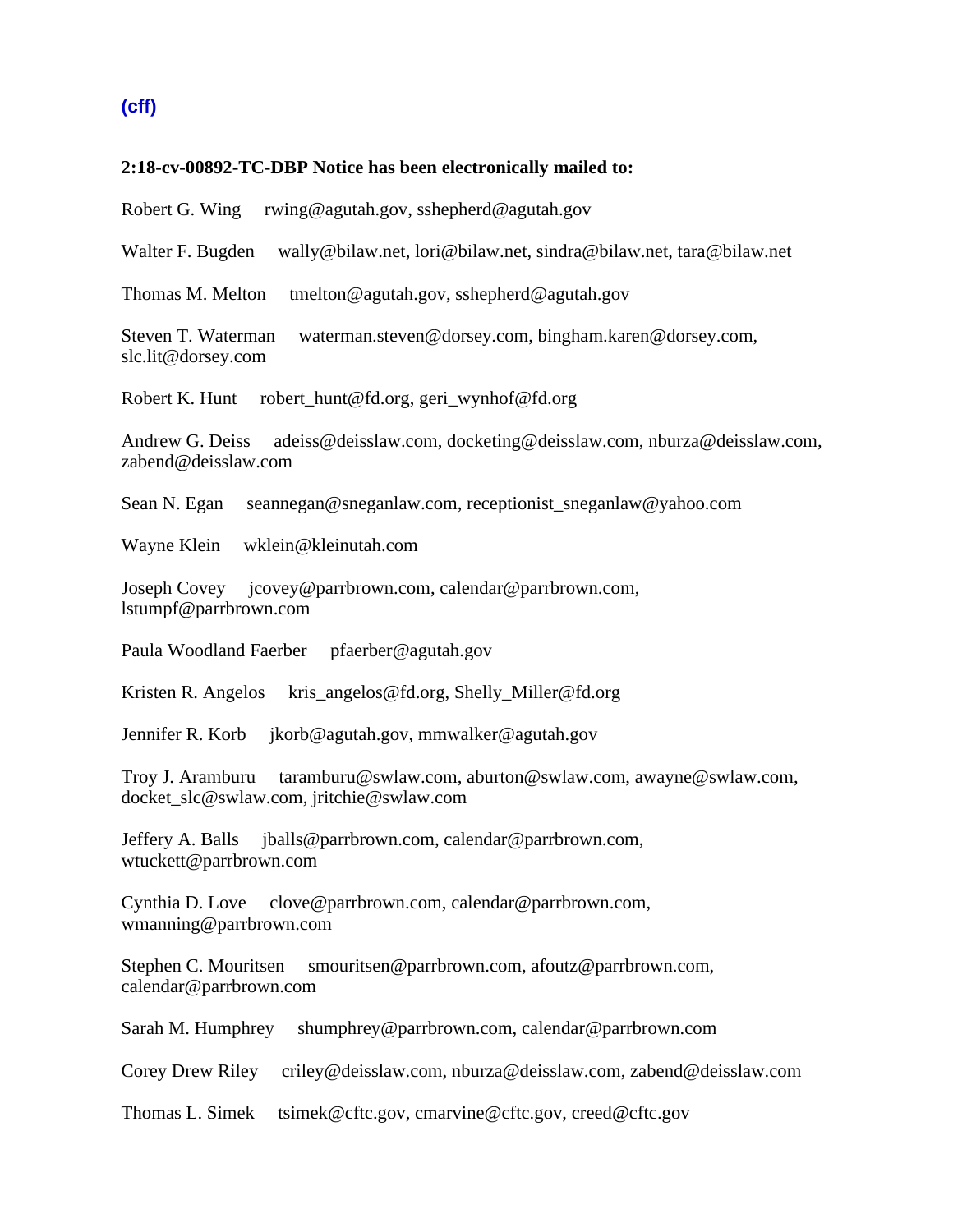**(cff)**

**2:18-cv-00892-TC-DBP Notice has been electronically mailed to:**

Robert G. Wing     rwing@agutah.gov, sshepherd@agutah.gov

Walter F. Bugden     wally@bilaw.net, lori@bilaw.net, sindra@bilaw.net, tara@bilaw.net

Thomas M. Melton     tmelton@agutah.gov, sshepherd@agutah.gov

Steven T. Waterman     waterman.steven@dorsey.com, bingham.karen@dorsey.com, slc.lit@dorsey.com

Robert K. Hunt     robert_hunt@fd.org, geri_wynhof@fd.org

Andrew G. Deiss     adeiss@deisslaw.com, docketing@deisslaw.com, nburza@deisslaw.com, zabend@deisslaw.com

Sean N. Egan     seannegan@sneganlaw.com, receptionist_sneganlaw@yahoo.com

Wayne Klein     wklein@kleinutah.com

Joseph Covey     jcovey@parrbrown.com, calendar@parrbrown.com, lstumpf@parrbrown.com

Paula Woodland Faerber     pfaerber@agutah.gov

Kristen R. Angelos     kris_angelos@fd.org, Shelly_Miller@fd.org

Jennifer R. Korb     jkorb@agutah.gov, mmwalker@agutah.gov

Troy J. Aramburu     taramburu@swlaw.com, aburton@swlaw.com, awayne@swlaw.com, docket_slc@swlaw.com, jritchie@swlaw.com

Jeffery A. Balls     jballs@parrbrown.com, calendar@parrbrown.com, wtuckett@parrbrown.com

Cynthia D. Love     clove@parrbrown.com, calendar@parrbrown.com, wmanning@parrbrown.com

Stephen C. Mouritsen     smouritsen@parrbrown.com, afoutz@parrbrown.com, calendar@parrbrown.com

Sarah M. Humphrey     shumphrey@parrbrown.com, calendar@parrbrown.com

Corey Drew Riley     criley@deisslaw.com, nburza@deisslaw.com, zabend@deisslaw.com

Thomas L. Simek     tsimek@cftc.gov, cmarvine@cftc.gov, creed@cftc.gov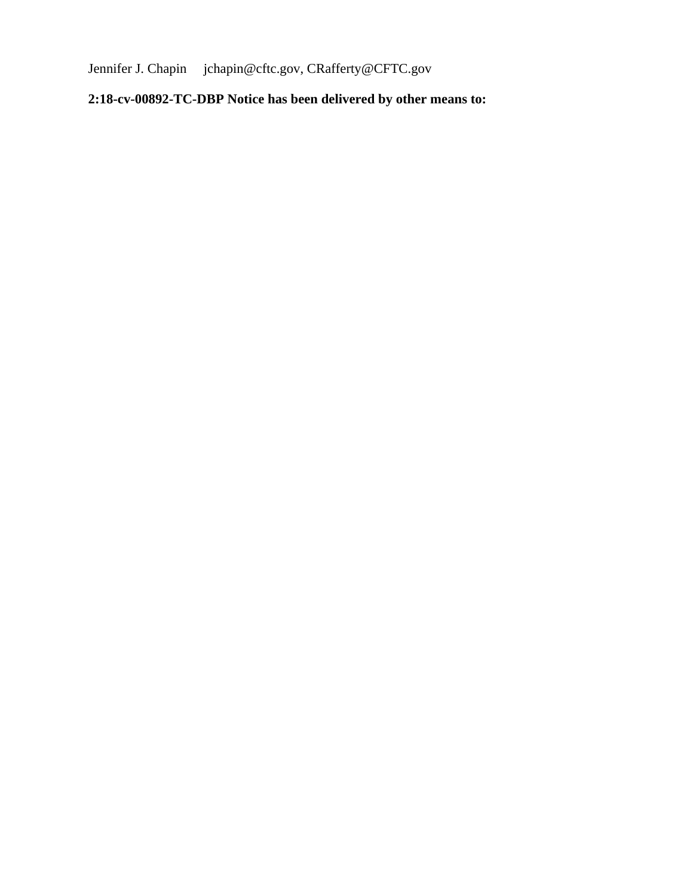Jennifer J. Chapin jchapin@cftc.gov, CRafferty@CFTC.gov

**2:18-cv-00892-TC-DBP Notice has been delivered by other means to:**